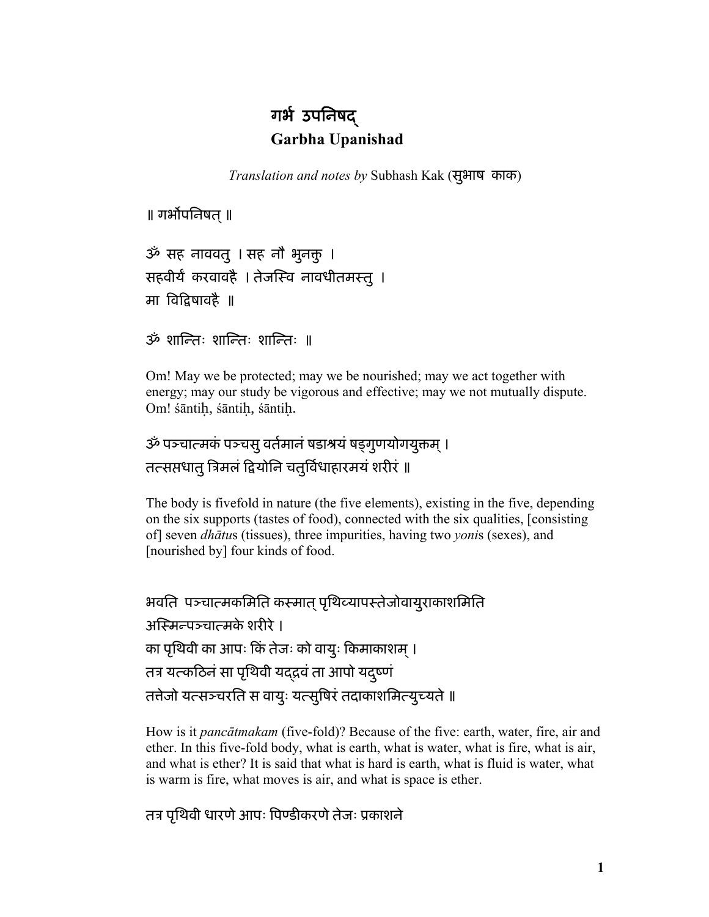# गर्भ उपनिषद्
## Garbha Upanishad

*Translation and notes by* Subhash Kak (सुभाष काक)

॥ गर्भोपनिषत् ॥

ॐ सह नाववतु । सह नौ भुनक्तु ।
सहवीर्यं करवावहै । तेजस्वि नावधीतमस्तु ।
मा विद्विषावहै ॥

ॐ शान्तिः शान्तिः शान्तिः ॥

Om! May we be protected; may we be nourished; may we act together with energy; may our study be vigorous and effective; may we not mutually dispute. Om! śāntiḥ, śāntiḥ, śāntiḥ.

ॐ पञ्चात्मकं पञ्चसु वर्तमानं षडाश्रयं षड्गुणयोगयुक्तम् ।
तत्सप्तधातु त्रिमलं द्वियोनि चतुर्विधाहारमयं शरीरं ॥

The body is fivefold in nature (the five elements), existing in the five, depending on the six supports (tastes of food), connected with the six qualities, [consisting of] seven *dhātu*s (tissues), three impurities, having two *yoni*s (sexes), and [nourished by] four kinds of food.

भवति पञ्चात्मकमिति कस्मात् पृथिव्यापस्तेजोवायुराकाशमिति
अस्मिन्पञ्चात्मके शरीरे ।
का पृथिवी का आपः किं तेजः को वायुः किमाकाशम् ।
तत्र यत्कठिनं सा पृथिवी यद्द्रवं ता आपो यदुष्णं
तत्तेजो यत्सञ्चरति स वायुः यत्सुषिरं तदाकाशमित्युच्यते ॥

How is it *pancātmakam* (five-fold)? Because of the five: earth, water, fire, air and ether. In this five-fold body, what is earth, what is water, what is fire, what is air, and what is ether? It is said that what is hard is earth, what is fluid is water, what is warm is fire, what moves is air, and what is space is ether.

तत्र पृथिवी धारणे आपः पिण्डीकरणे तेजः प्रकाशने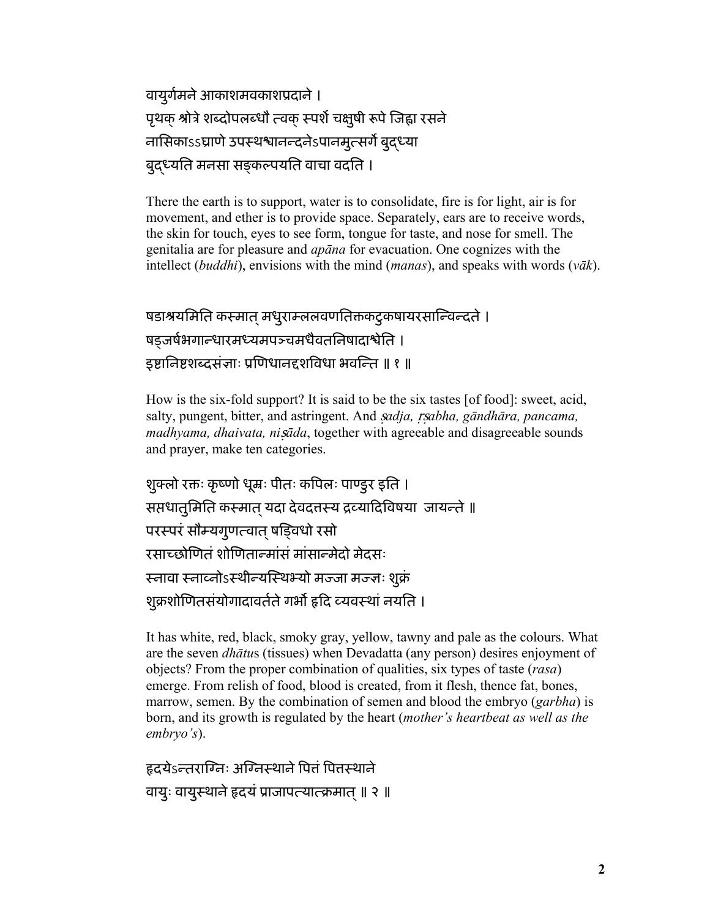वायुर्गमने आकाशमवकाशप्रदाने ।
पृथक् श्रोत्रे शब्दोपलब्धौ त्वक् स्पर्शे चक्षुषी रूपे जिह्वा रसने
नासिकाऽऽघ्राणे उपस्थश्चानन्दनेऽपानमुत्सर्गे बुद्ध्या
बुद्ध्यति मनसा सङ्कल्पयति वाचा वदति ।

There the earth is to support, water is to consolidate, fire is for light, air is for movement, and ether is to provide space. Separately, ears are to receive words, the skin for touch, eyes to see form, tongue for taste, and nose for smell. The genitalia are for pleasure and *apāna* for evacuation. One cognizes with the intellect (*buddhi*), envisions with the mind (*manas*), and speaks with words (*vāk*).

षडाश्रयमिति कस्मात् मधुराम्ललवणतिक्तकटुकषायरसान्विन्दते ।
षड्जर्षभगान्धारमध्यमपञ्चमधैवतनिषादाश्चेति ।
इष्टानिष्टशब्दसंज्ञाः प्रणिधानद्दशविधा भवन्ति ॥ १ ॥

How is the six-fold support? It is said to be the six tastes [of food]: sweet, acid, salty, pungent, bitter, and astringent. And *ṣadja, ṛṣabha, gāndhāra, pancama, madhyama, dhaivata, niṣāda*, together with agreeable and disagreeable sounds and prayer, make ten categories.

शुक्लो रक्तः कृष्णो धूम्रः पीतः कपिलः पाण्डुर इति ।
सप्तधातुमिति कस्मात् यदा देवदत्तस्य द्रव्यादिविषया जायन्ते ॥
परस्परं सौम्यगुणत्वात् षड्विधो रसो
रसाच्छोणितं शोणितान्मांसं मांसान्मेदो मेदसः
स्नावा स्नाव्नोऽस्थीन्यस्थिभ्यो मज्जा मज्ज्ञः शुक्रं
शुक्रशोणितसंयोगादावर्तते गर्भो हृदि व्यवस्थां नयति ।

It has white, red, black, smoky gray, yellow, tawny and pale as the colours. What are the seven *dhātu*s (tissues) when Devadatta (any person) desires enjoyment of objects? From the proper combination of qualities, six types of taste (*rasa*) emerge. From relish of food, blood is created, from it flesh, thence fat, bones, marrow, semen. By the combination of semen and blood the embryo (*garbha*) is born, and its growth is regulated by the heart (*mother's heartbeat as well as the embryo's*).

हृदयेऽन्तराग्निः अग्निस्थाने पित्तं पित्तस्थाने
वायुः वायुस्थाने हृदयं प्राजापत्यात्क्रमात् ॥ २ ॥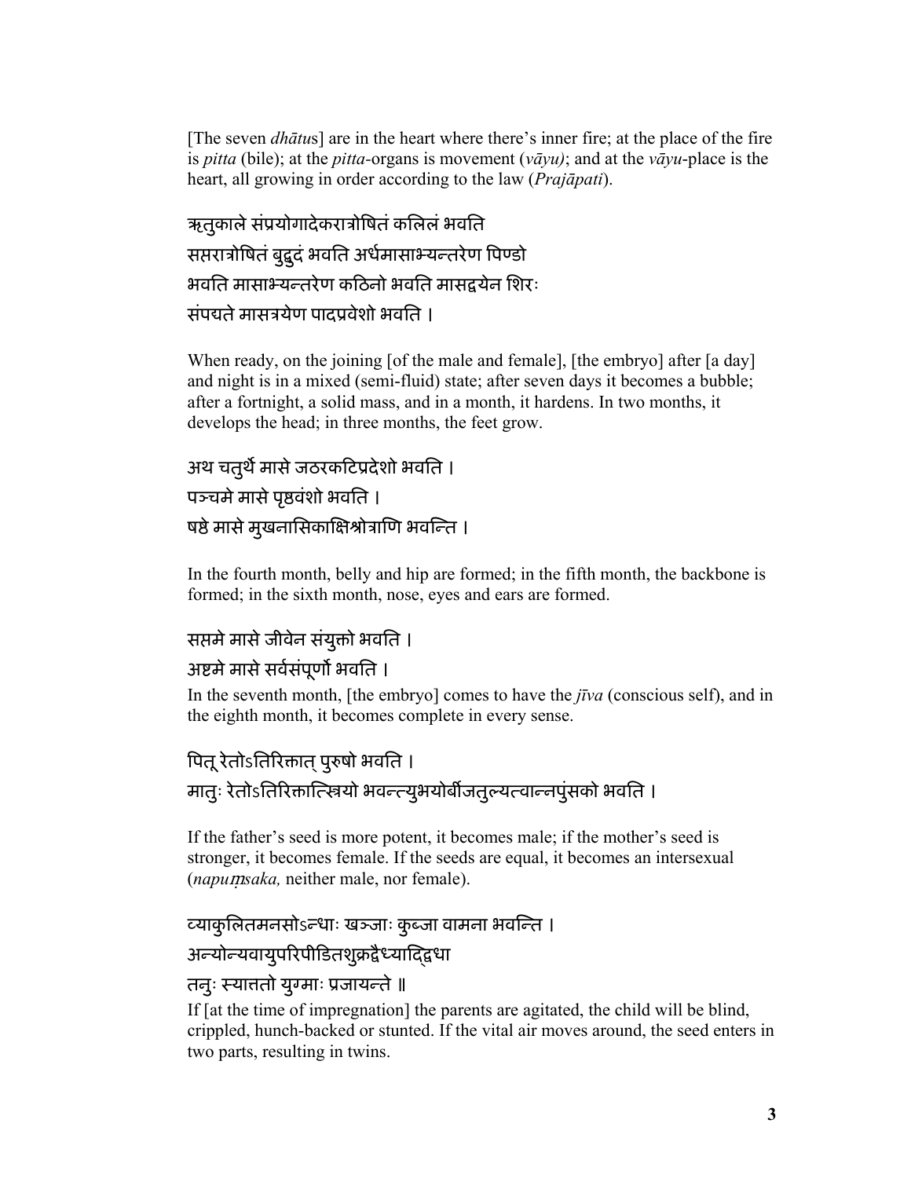[The seven *dhātu*s] are in the heart where there's inner fire; at the place of the fire is *pitta* (bile); at the *pitta*-organs is movement (*vāyu)*; and at the *vāyu*-place is the heart, all growing in order according to the law (*Prajāpati*).

ऋतुकाले संप्रयोगादेकरात्रोषितं कलिलं भवति
सप्तरात्रोषितं बुद्बुदं भवति अर्धमासाभ्यन्तरेण पिण्डो
भवति मासाभ्यन्तरेण कठिनो भवति मासद्वयेन शिरः
संपद्यते मासत्रयेण पादप्रवेशो भवति ।

When ready, on the joining [of the male and female], [the embryo] after [a day] and night is in a mixed (semi-fluid) state; after seven days it becomes a bubble; after a fortnight, a solid mass, and in a month, it hardens. In two months, it develops the head; in three months, the feet grow.

अथ चतुर्थे मासे जठरकटिप्रदेशो भवति ।
पञ्चमे मासे पृष्ठवंशो भवति ।
षष्ठे मासे मुखनासिकाक्षिश्रोत्राणि भवन्ति ।

In the fourth month, belly and hip are formed; in the fifth month, the backbone is formed; in the sixth month, nose, eyes and ears are formed.

सप्तमे मासे जीवेन संयुक्तो भवति ।
अष्टमे मासे सर्वसंपूर्णो भवति ।
In the seventh month, [the embryo] comes to have the *jīva* (conscious self), and in the eighth month, it becomes complete in every sense.

पितू रेतोऽतिरिक्तात् पुरुषो भवति ।
मातुः रेतोऽतिरिक्तात्स्त्रियो भवन्त्युभयोर्बीजतुल्यत्वान्नपुंसको भवति ।

If the father's seed is more potent, it becomes male; if the mother's seed is stronger, it becomes female. If the seeds are equal, it becomes an intersexual (*napuṃsaka,* neither male, nor female).

व्याकुलितमनसोऽन्धाः खञ्जाः कुब्जा वामना भवन्ति ।
अन्योन्यवायुपरिपीडितशुक्रद्वैध्याद्द्विधा
तनुः स्यात्ततो युग्माः प्रजायन्ते ॥
If [at the time of impregnation] the parents are agitated, the child will be blind, crippled, hunch-backed or stunted. If the vital air moves around, the seed enters in two parts, resulting in twins.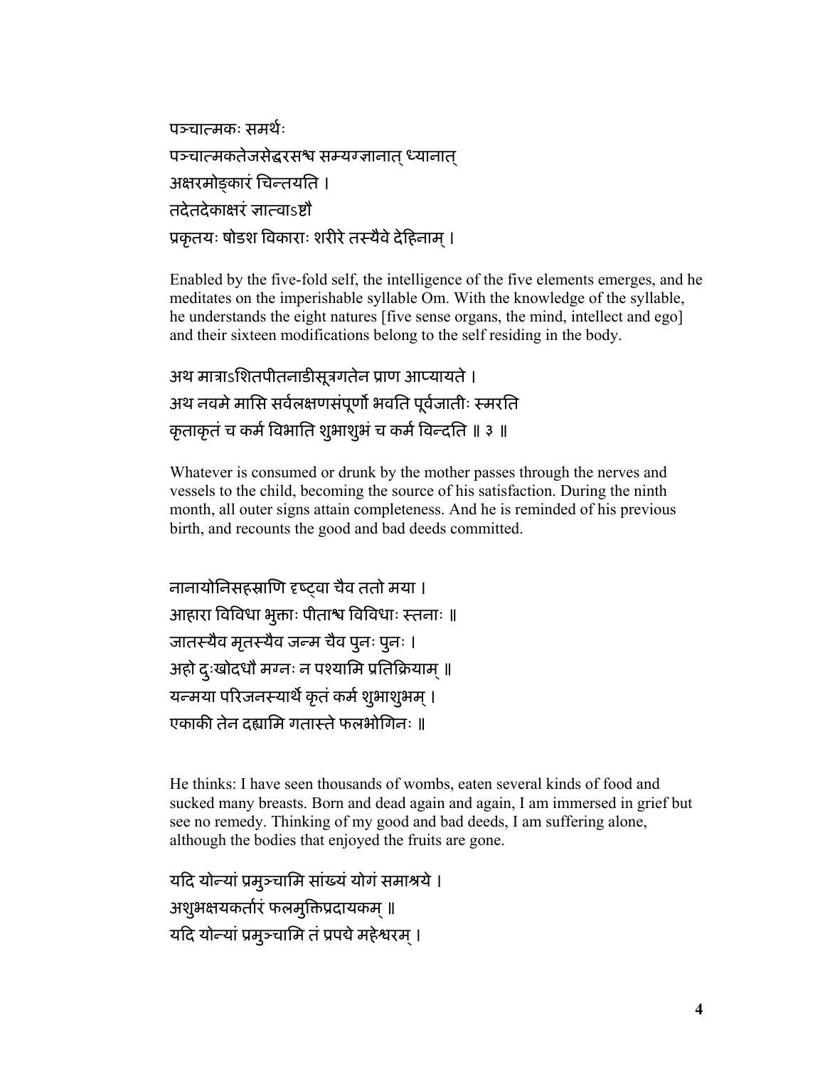पञ्चात्मकः समर्थः
पञ्चात्मकतेजसेद्धरसश्च सम्यग्ज्ञानात् ध्यानात्
अक्षरमोङ्कारं चिन्तयति ।
तदेतदेकाक्षरं ज्ञात्वाऽष्टौ
प्रकृतयः षोडश विकाराः शरीरे तस्यैवे देहिनाम् ।

Enabled by the five-fold self, the intelligence of the five elements emerges, and he meditates on the imperishable syllable Om. With the knowledge of the syllable, he understands the eight natures [five sense organs, the mind, intellect and ego] and their sixteen modifications belong to the self residing in the body.

अथ मात्राऽशितपीतनाडीसूत्रगतेन प्राण आप्यायते ।
अथ नवमे मासि सर्वलक्षणसंपूर्णो भवति पूर्वजातीः स्मरति
कृताकृतं च कर्म विभाति शुभाशुभं च कर्म विन्दति ॥ ३ ॥

Whatever is consumed or drunk by the mother passes through the nerves and vessels to the child, becoming the source of his satisfaction. During the ninth month, all outer signs attain completeness. And he is reminded of his previous birth, and recounts the good and bad deeds committed.

नानायोनिसहस्राणि दृष्ट्वा चैव ततो मया ।
आहारा विविधा भुक्ताः पीताश्च विविधाः स्तनाः ॥
जातस्यैव मृतस्यैव जन्म चैव पुनः पुनः ।
अहो दुःखोदधौ मग्नः न पश्यामि प्रतिक्रियाम् ॥
यन्मया परिजनस्यार्थे कृतं कर्म शुभाशुभम् ।
एकाकी तेन दह्यामि गतास्ते फलभोगिनः ॥

He thinks: I have seen thousands of wombs, eaten several kinds of food and sucked many breasts. Born and dead again and again, I am immersed in grief but see no remedy. Thinking of my good and bad deeds, I am suffering alone, although the bodies that enjoyed the fruits are gone.

यदि योन्यां प्रमुञ्चामि सांख्यं योगं समाश्रये ।
अशुभक्षयकर्तारं फलमुक्तिप्रदायकम् ॥
यदि योन्यां प्रमुञ्चामि तं प्रपद्ये महेश्वरम् ।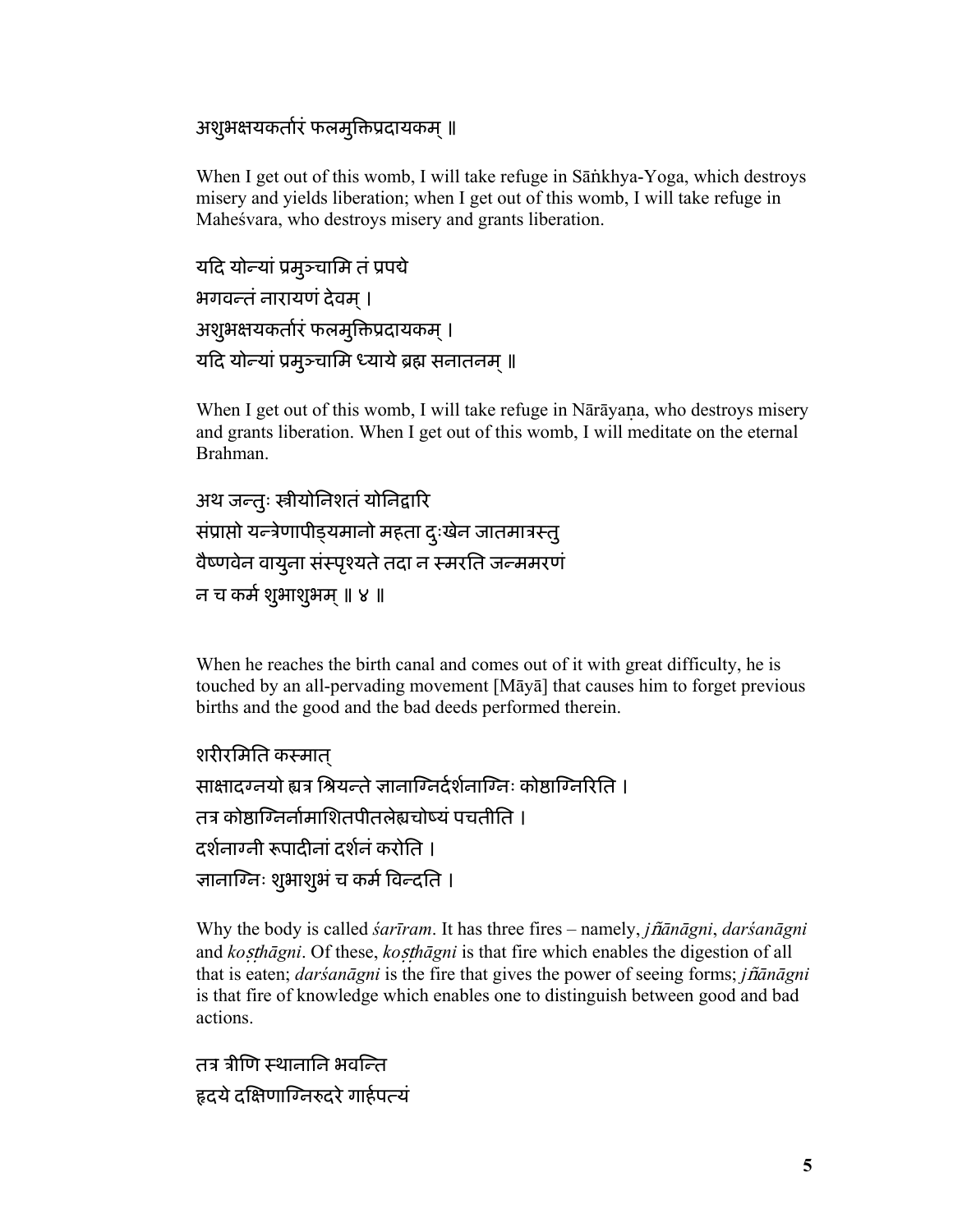अशुभक्षयकर्तारं फलमुक्तिप्रदायकम् ॥

When I get out of this womb, I will take refuge in Sāṅkhya-Yoga, which destroys misery and yields liberation; when I get out of this womb, I will take refuge in Maheśvara, who destroys misery and grants liberation.

यदि योन्यां प्रमुञ्चामि तं प्रपद्ये  
भगवन्तं नारायणं देवम् ।  
अशुभक्षयकर्तारं फलमुक्तिप्रदायकम् ।  
यदि योन्यां प्रमुञ्चामि ध्याये ब्रह्म सनातनम् ॥

When I get out of this womb, I will take refuge in Nārāyaṇa, who destroys misery and grants liberation. When I get out of this womb, I will meditate on the eternal Brahman.

अथ जन्तुः स्त्रीयोनिशतं योनिद्वारि  
संप्राप्तो यन्त्रेणापीड्यमानो महता दुःखेन जातमात्रस्तु  
वैष्णवेन वायुना संस्पृश्यते तदा न स्मरति जन्ममरणं  
न च कर्म शुभाशुभम् ॥ ४ ॥

When he reaches the birth canal and comes out of it with great difficulty, he is touched by an all-pervading movement [Māyā] that causes him to forget previous births and the good and the bad deeds performed therein.

शरीरमिति कस्मात्  
साक्षादग्नयो ह्यत्र श्रियन्ते ज्ञानाग्निर्दर्शनाग्निः कोष्ठाग्निरिति ।  
तत्र कोष्ठाग्निर्नामाशितपीतलेह्यचोष्यं पचतीति ।  
दर्शनाग्नी रूपादीनां दर्शनं करोति ।  
ज्ञानाग्निः शुभाशुभं च कर्म विन्दति ।

Why the body is called *śarīram*. It has three fires – namely, *jñānāgni*, *darśanāgni* and *koṣṭhāgni*. Of these, *koṣṭhāgni* is that fire which enables the digestion of all that is eaten; *darśanāgni* is the fire that gives the power of seeing forms; *jñānāgni* is that fire of knowledge which enables one to distinguish between good and bad actions.

तत्र त्रीणि स्थानानि भवन्ति  
हृदये दक्षिणाग्निरुदरे गार्हपत्यं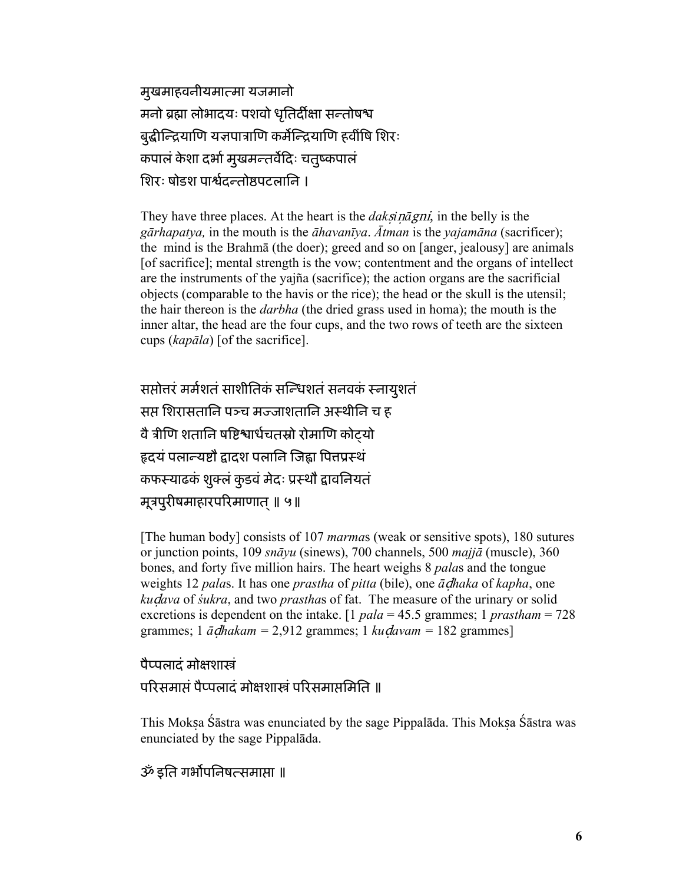मुखमाहवनीयमात्मा यजमानो
मनो ब्रह्मा लोभादयः पशवो धृतिर्दीक्षा सन्तोषश्च
बुद्धीन्द्रियाणि यज्ञपात्राणि कर्मेन्द्रियाणि हवींषि शिरः
कपालं केशा दर्भा मुखमन्तर्वेदिः चतुष्कपालं
शिरः षोडश पार्श्वदन्तोष्ठपटलानि ।

They have three places. At the heart is the *dakṣiṇāgni*, in the belly is the *gārhapatya,* in the mouth is the *āhavanīya*. *Ātman* is the *yajamāna* (sacrificer); the mind is the Brahmā (the doer); greed and so on [anger, jealousy] are animals [of sacrifice]; mental strength is the vow; contentment and the organs of intellect are the instruments of the yajña (sacrifice); the action organs are the sacrificial objects (comparable to the havis or the rice); the head or the skull is the utensil; the hair thereon is the *darbha* (the dried grass used in homa); the mouth is the inner altar, the head are the four cups, and the two rows of teeth are the sixteen cups (*kapāla*) [of the sacrifice].

सप्तोत्तरं मर्मशतं साशीतिकं सन्धिशतं सनवकं स्नायुशतं
सप्त शिरासतानि पञ्च मज्जाशतानि अस्थीनि च ह
वै त्रीणि शतानि षष्टिश्चार्धचतस्रो रोमाणि कोट्यो
हृदयं पलान्यष्टौ द्वादश पलानि जिह्वा पित्तप्रस्थं
कफस्याढकं शुक्लं कुडवं मेदः प्रस्थौ द्वावनियतं
मूत्रपुरीषमाहारपरिमाणात् ॥ ५॥

[The human body] consists of 107 *marma*s (weak or sensitive spots), 180 sutures or junction points, 109 *snāyu* (sinews), 700 channels, 500 *majjā* (muscle), 360 bones, and forty five million hairs. The heart weighs 8 *pala*s and the tongue weights 12 *pala*s. It has one *prastha* of *pitta* (bile), one *āḍhaka* of *kapha*, one *kuḍava* of *śukra*, and two *prastha*s of fat. The measure of the urinary or solid excretions is dependent on the intake. [1 *pala* = 45.5 grammes; 1 *prastham* = 728 grammes; 1 *āḍhakam* = 2,912 grammes; 1 *kuḍavam* = 182 grammes]

पैप्पलादं मोक्षशास्त्रं
परिसमाप्तं पैप्पलादं मोक्षशास्त्रं परिसमाप्तमिति ॥

This Mokṣa Śāstra was enunciated by the sage Pippalāda. This Mokṣa Śāstra was enunciated by the sage Pippalāda.

ॐ इति गर्भोपनिषत्समाप्ता ॥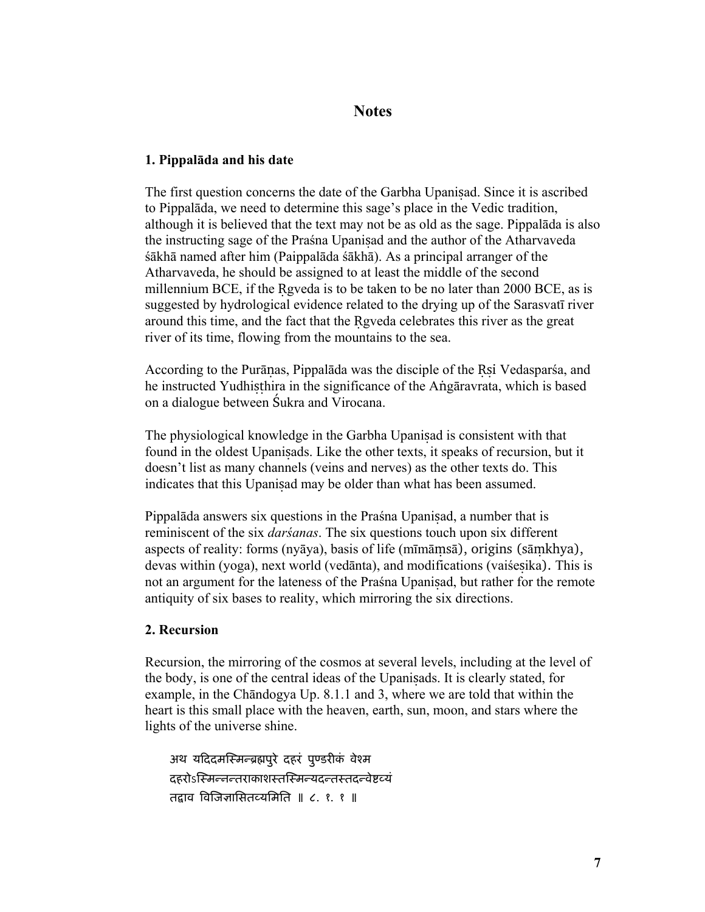## Notes

### 1. Pippalāda and his date

The first question concerns the date of the Garbha Upaniṣad. Since it is ascribed to Pippalāda, we need to determine this sage's place in the Vedic tradition, although it is believed that the text may not be as old as the sage. Pippalāda is also the instructing sage of the Praśna Upaniṣad and the author of the Atharvaveda śākhā named after him (Paippalāda śākhā). As a principal arranger of the Atharvaveda, he should be assigned to at least the middle of the second millennium BCE, if the Ṛgveda is to be taken to be no later than 2000 BCE, as is suggested by hydrological evidence related to the drying up of the Sarasvatī river around this time, and the fact that the Ṛgveda celebrates this river as the great river of its time, flowing from the mountains to the sea.

According to the Purāṇas, Pippalāda was the disciple of the Ṛṣi Vedasparśa, and he instructed Yudhiṣṭhira in the significance of the Aṅgāravrata, which is based on a dialogue between Śukra and Virocana.

The physiological knowledge in the Garbha Upaniṣad is consistent with that found in the oldest Upaniṣads. Like the other texts, it speaks of recursion, but it doesn't list as many channels (veins and nerves) as the other texts do. This indicates that this Upaniṣad may be older than what has been assumed.

Pippalāda answers six questions in the Praśna Upaniṣad, a number that is reminiscent of the six *darśanas*. The six questions touch upon six different aspects of reality: forms (nyāya), basis of life (mīmāṃsā), origins (sāṃkhya), devas within (yoga), next world (vedānta), and modifications (vaiśeṣika). This is not an argument for the lateness of the Praśna Upaniṣad, but rather for the remote antiquity of six bases to reality, which mirroring the six directions.

### 2. Recursion

Recursion, the mirroring of the cosmos at several levels, including at the level of the body, is one of the central ideas of the Upaniṣads. It is clearly stated, for example, in the Chāndogya Up. 8.1.1 and 3, where we are told that within the heart is this small place with the heaven, earth, sun, moon, and stars where the lights of the universe shine.

> अथ यदिदमस्मिन्ब्रह्मपुरे दहरं पुण्डरीकं वेश्म
> दहरोऽस्मिन्नन्तराकाशस्तस्मिन्यदन्तस्तदन्वेष्टव्यं
> तद्वाव विजिज्ञासितव्यमिति ॥ ८. १. १ ॥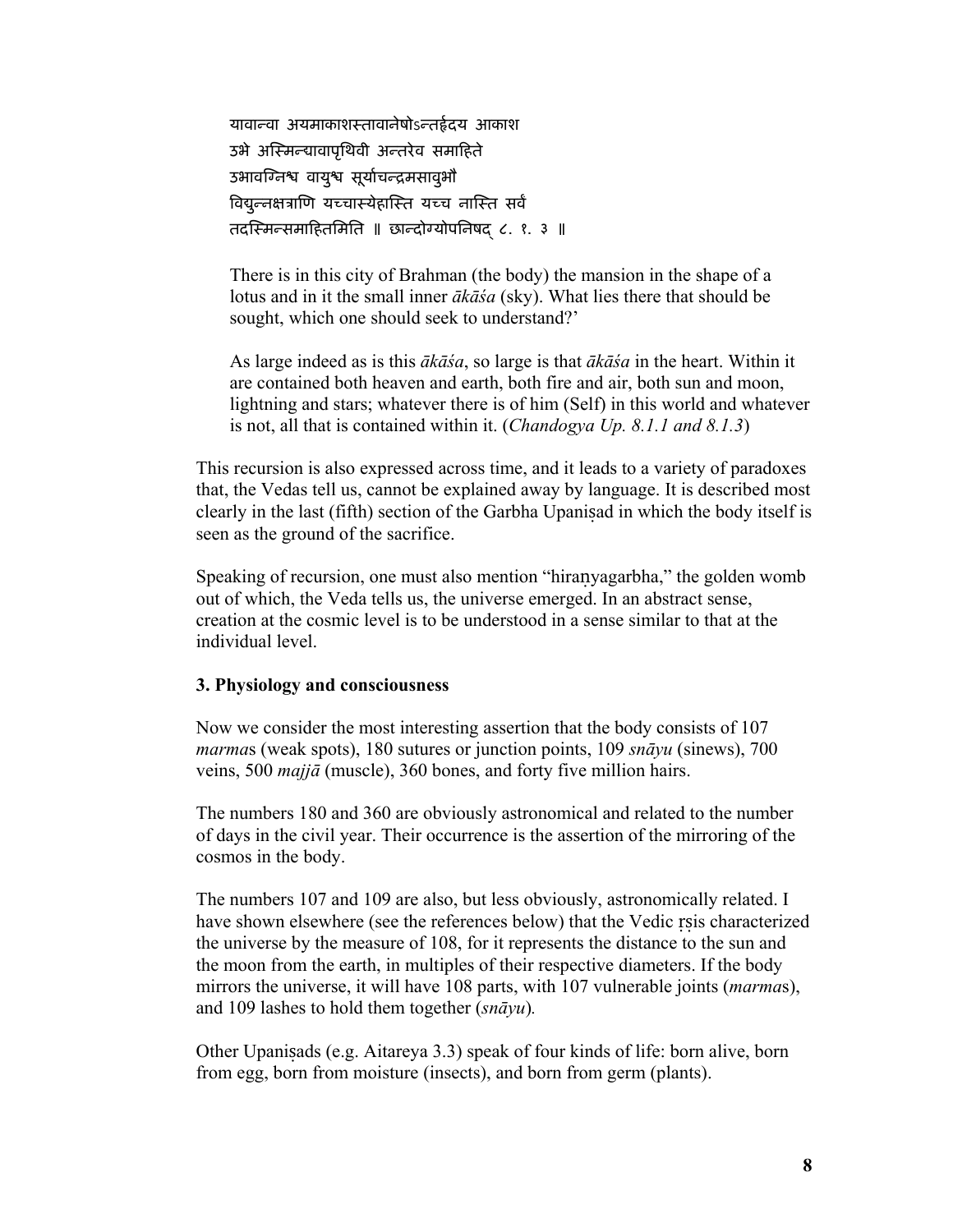> यावान्वा अयमाकाशस्तावानेषोऽन्तर्हृदय आकाश
> उभे अस्मिन्द्यावापृथिवी अन्तरेव समाहिते
> उभावग्निश्च वायुश्च सूर्याचन्द्रमसावुभौ
> विद्युन्नक्षत्राणि यच्चास्येहास्ति यच्च नास्ति सर्वं
> तदस्मिन्समाहितमिति ॥ छान्दोग्योपनिषद् ८. १. ३ ॥
>
> There is in this city of Brahman (the body) the mansion in the shape of a lotus and in it the small inner *ākāśa* (sky). What lies there that should be sought, which one should seek to understand?'
>
> As large indeed as is this *ākāśa*, so large is that *ākāśa* in the heart. Within it are contained both heaven and earth, both fire and air, both sun and moon, lightning and stars; whatever there is of him (Self) in this world and whatever is not, all that is contained within it. (*Chandogya Up. 8.1.1 and 8.1.3*)

This recursion is also expressed across time, and it leads to a variety of paradoxes that, the Vedas tell us, cannot be explained away by language. It is described most clearly in the last (fifth) section of the Garbha Upaniṣad in which the body itself is seen as the ground of the sacrifice.

Speaking of recursion, one must also mention "hiraṇyagarbha," the golden womb out of which, the Veda tells us, the universe emerged. In an abstract sense, creation at the cosmic level is to be understood in a sense similar to that at the individual level.

### 3. Physiology and consciousness

Now we consider the most interesting assertion that the body consists of 107 *marma*s (weak spots), 180 sutures or junction points, 109 *snāyu* (sinews), 700 veins, 500 *majjā* (muscle), 360 bones, and forty five million hairs.

The numbers 180 and 360 are obviously astronomical and related to the number of days in the civil year. Their occurrence is the assertion of the mirroring of the cosmos in the body.

The numbers 107 and 109 are also, but less obviously, astronomically related. I have shown elsewhere (see the references below) that the Vedic ṛṣis characterized the universe by the measure of 108, for it represents the distance to the sun and the moon from the earth, in multiples of their respective diameters. If the body mirrors the universe, it will have 108 parts, with 107 vulnerable joints (*marma*s), and 109 lashes to hold them together (*snāyu*).

Other Upaniṣads (e.g. Aitareya 3.3) speak of four kinds of life: born alive, born from egg, born from moisture (insects), and born from germ (plants).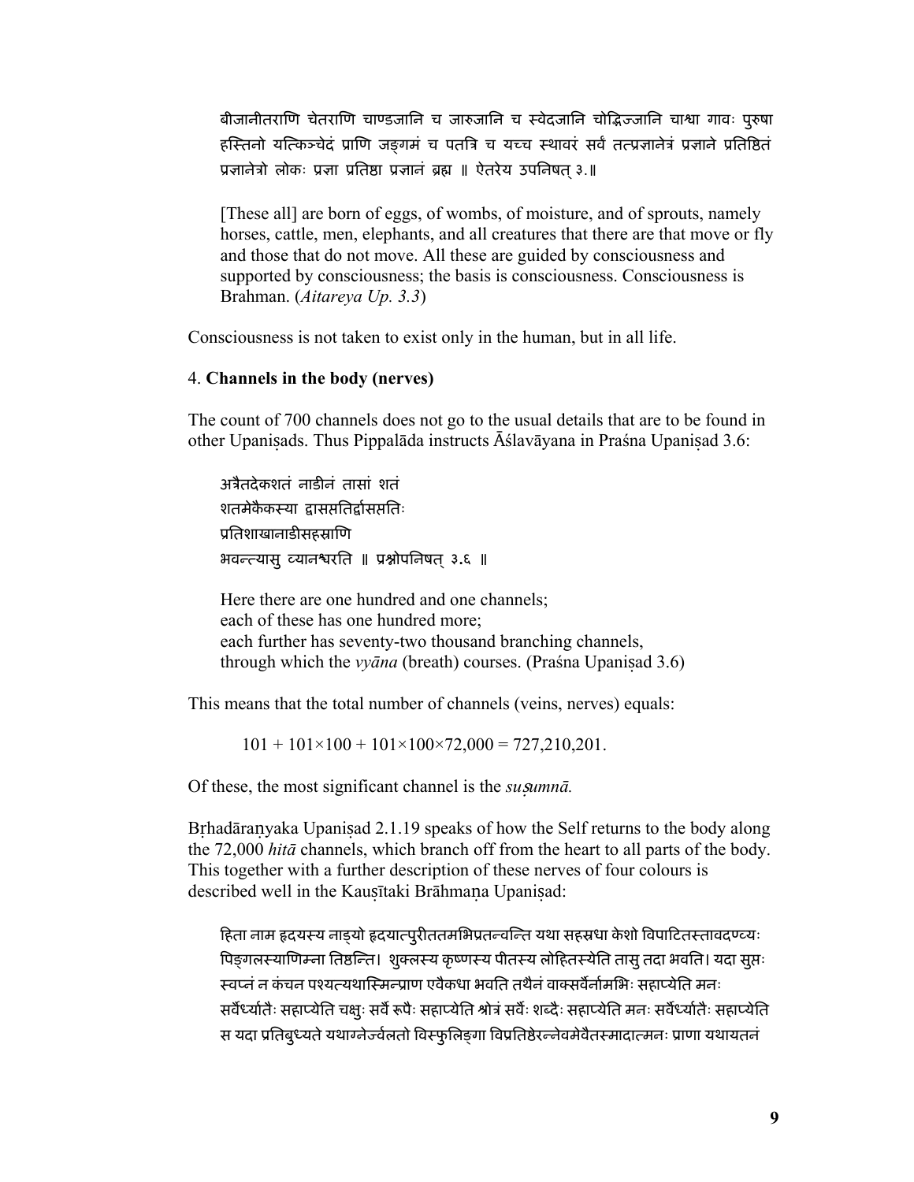बीजानीतराणि चेतराणि चाण्डजानि च जारुजानि च स्वेदजानि चोद्भिज्जानि चाश्वा गावः पुरुषा हस्तिनो यत्किन्चेदं प्राणि जङ्गमं च पतत्रि च यच्च स्थावरं सर्वं तत्प्रज्ञानेत्रं प्रज्ञाने प्रतिष्ठितं प्रज्ञानेत्रो लोकः प्रज्ञा प्रतिष्ठा प्रज्ञानं ब्रह्म ॥ ऐतरेय उपनिषत् ३.॥

> [These all] are born of eggs, of wombs, of moisture, and of sprouts, namely horses, cattle, men, elephants, and all creatures that there are that move or fly and those that do not move. All these are guided by consciousness and supported by consciousness; the basis is consciousness. Consciousness is Brahman. (*Aitareya Up. 3.3*)

Consciousness is not taken to exist only in the human, but in all life.

4. **Channels in the body (nerves)**

The count of 700 channels does not go to the usual details that are to be found in other Upaniṣads. Thus Pippalāda instructs Āślavāyana in Praśna Upaniṣad 3.6:

> अत्रैतदेकशतं नाडीनं तासां शतं
> शतमेकैकस्या द्वासप्ततिर्द्वासप्ततिः
> प्रतिशाखानाडीसहस्राणि
> भवन्त्यासु व्यानश्चरति ॥ प्रश्नोपनिषत् ३.६ ॥

> Here there are one hundred and one channels;
> each of these has one hundred more;
> each further has seventy-two thousand branching channels,
> through which the *vyāna* (breath) courses. (Praśna Upaniṣad 3.6)

This means that the total number of channels (veins, nerves) equals:

$$101 + 101\times100 + 101\times100\times72{,}000 = 727{,}210{,}201.$$

Of these, the most significant channel is the *suṣumnā.*

Bṛhadāraṇyaka Upaniṣad 2.1.19 speaks of how the Self returns to the body along the 72,000 *hitā* channels, which branch off from the heart to all parts of the body. This together with a further description of these nerves of four colours is described well in the Kauṣītaki Brāhmaṇa Upaniṣad:

> हिता नाम हृदयस्य नाड्यो हृदयात्पुरीततमभिप्रतन्वन्ति यथा सहस्रधा केशो विपाटितस्तावदण्व्यः पिङ्गलस्याणिम्ना तिष्ठन्ति। शुक्लस्य कृष्णस्य पीतस्य लोहितस्येति तासु तदा भवति। यदा सुप्तः स्वप्नं न कंचन पश्यत्यथास्मिन्प्राण एवैकधा भवति तथैनं वाक्सर्वैर्नामभिः सहाप्येति मनः सर्वैर्ध्यातैः सहाप्येति चक्षुः सर्वै रूपैः सहाप्येति श्रोत्रं सर्वैः शब्दैः सहाप्येति मनः सर्वैर्ध्यातैः सहाप्येति स यदा प्रतिबुध्यते यथाग्नेर्ज्वलतो विस्फुलिङ्गा विप्रतिष्ठेरन्नेवमेवैतस्मादात्मनः प्राणा यथायतनं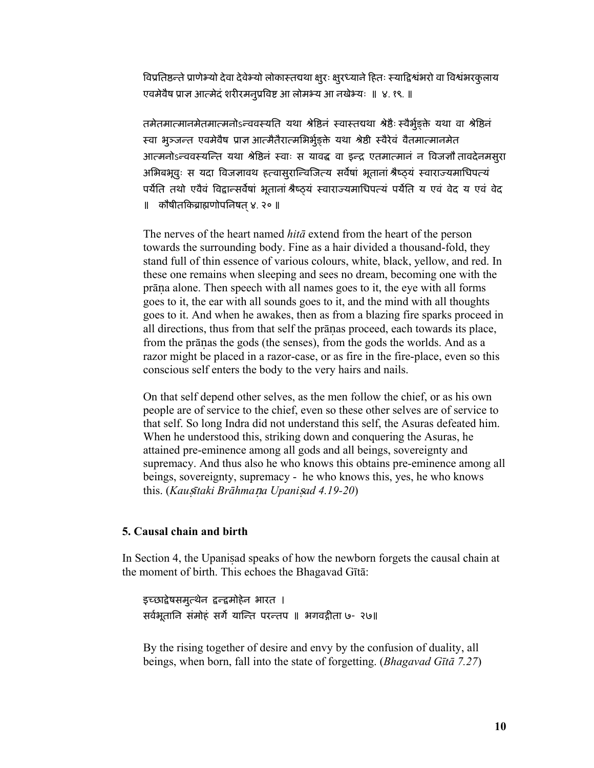विप्रतिष्ठन्ते प्राणेभ्यो देवा देवेभ्यो लोकास्तद्यथा क्षुरः क्षुरध्याने हितः स्याद्विश्वंभरो वा विश्वंभरकुलाय एवमेवैष प्राज्ञ आत्मेदं शरीरमनुप्रविष्ट आ लोमभ्य आ नखेभ्यः ॥ ४. १९. ॥

तमेतमात्मानमेतमात्मनोऽन्ववस्यति यथा श्रेष्ठिनं स्वास्तद्यथा श्रेष्ठैः स्वैर्भुङ्क्ते यथा वा श्रेष्ठिनं स्वा भुञ्जन्त एवमेवैष प्राज्ञ आत्मैतैरात्मभिर्भुङ्क्ते यथा श्रेष्ठी स्वैरेवं वैतमात्मानमेत आत्मनोऽन्ववस्यन्ति यथा श्रेष्ठिनं स्वाः स यावद्ध वा इन्द्र एतमात्मानं न विजज्ञौ तावदेनमसुरा अभिबभूवुः स यदा विजज्ञावथ हत्वासुरान्विजित्य सर्वेषां भूतानां श्रैष्ठ्यं स्वाराज्यमाधिपत्यं पर्येति तथो एवैवं विद्वान्सर्वेषां भूतानां श्रैष्ठ्यं स्वाराज्यमाधिपत्यं पर्येति य एवं वेद य एवं वेद ॥ कौषीतकिब्राह्मणोपनिषत् ४. २० ॥

The nerves of the heart named *hitā* extend from the heart of the person towards the surrounding body. Fine as a hair divided a thousand-fold, they stand full of thin essence of various colours, white, black, yellow, and red. In these one remains when sleeping and sees no dream, becoming one with the prāṇa alone. Then speech with all names goes to it, the eye with all forms goes to it, the ear with all sounds goes to it, and the mind with all thoughts goes to it. And when he awakes, then as from a blazing fire sparks proceed in all directions, thus from that self the prāṇas proceed, each towards its place, from the prāṇas the gods (the senses), from the gods the worlds. And as a razor might be placed in a razor-case, or as fire in the fire-place, even so this conscious self enters the body to the very hairs and nails.

On that self depend other selves, as the men follow the chief, or as his own people are of service to the chief, even so these other selves are of service to that self. So long Indra did not understand this self, the Asuras defeated him. When he understood this, striking down and conquering the Asuras, he attained pre-eminence among all gods and all beings, sovereignty and supremacy. And thus also he who knows this obtains pre-eminence among all beings, sovereignty, supremacy - he who knows this, yes, he who knows this. (*Kauṣītaki Brāhmaṇa Upaniṣad 4.19-20*)

### 5. Causal chain and birth

In Section 4, the Upaniṣad speaks of how the newborn forgets the causal chain at the moment of birth. This echoes the Bhagavad Gītā:

इच्छाद्वेषसमुत्थेन द्वन्द्वमोहेन भारत ।
सर्वभूतानि संमोहं सर्गे यान्ति परन्तप ॥ भगवद्गीता ७- २७॥

By the rising together of desire and envy by the confusion of duality, all beings, when born, fall into the state of forgetting. (*Bhagavad Gītā 7.27*)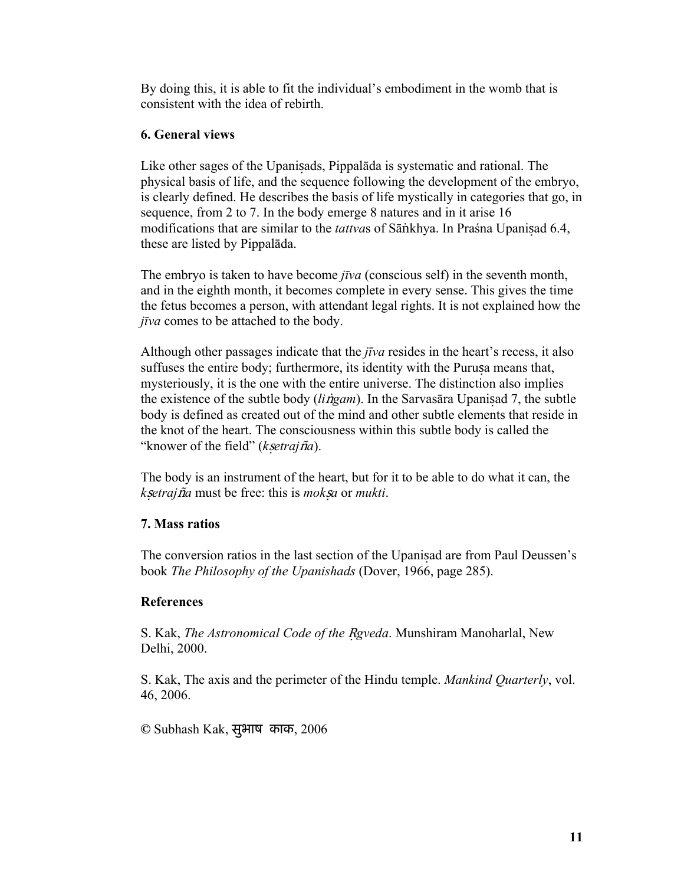By doing this, it is able to fit the individual's embodiment in the womb that is consistent with the idea of rebirth.

### 6. General views

Like other sages of the Upaniṣads, Pippalāda is systematic and rational. The physical basis of life, and the sequence following the development of the embryo, is clearly defined. He describes the basis of life mystically in categories that go, in sequence, from 2 to 7. In the body emerge 8 natures and in it arise 16 modifications that are similar to the *tattva*s of Sāṅkhya. In Praśna Upaniṣad 6.4, these are listed by Pippalāda.

The embryo is taken to have become *jīva* (conscious self) in the seventh month, and in the eighth month, it becomes complete in every sense. This gives the time the fetus becomes a person, with attendant legal rights. It is not explained how the *jīva* comes to be attached to the body.

Although other passages indicate that the *jīva* resides in the heart's recess, it also suffuses the entire body; furthermore, its identity with the Puruṣa means that, mysteriously, it is the one with the entire universe. The distinction also implies the existence of the subtle body (*liṅgam*). In the Sarvasāra Upaniṣad 7, the subtle body is defined as created out of the mind and other subtle elements that reside in the knot of the heart. The consciousness within this subtle body is called the "knower of the field" (*kṣetrajña*).

The body is an instrument of the heart, but for it to be able to do what it can, the *kṣetrajña* must be free: this is *mokṣa* or *mukti*.

### 7. Mass ratios

The conversion ratios in the last section of the Upaniṣad are from Paul Deussen's book *The Philosophy of the Upanishads* (Dover, 1966, page 285).

### References

S. Kak, *The Astronomical Code of the Ṛgveda*. Munshiram Manoharlal, New Delhi, 2000.

S. Kak, The axis and the perimeter of the Hindu temple. *Mankind Quarterly*, vol. 46, 2006.

© Subhash Kak, सुभाष काक, 2006